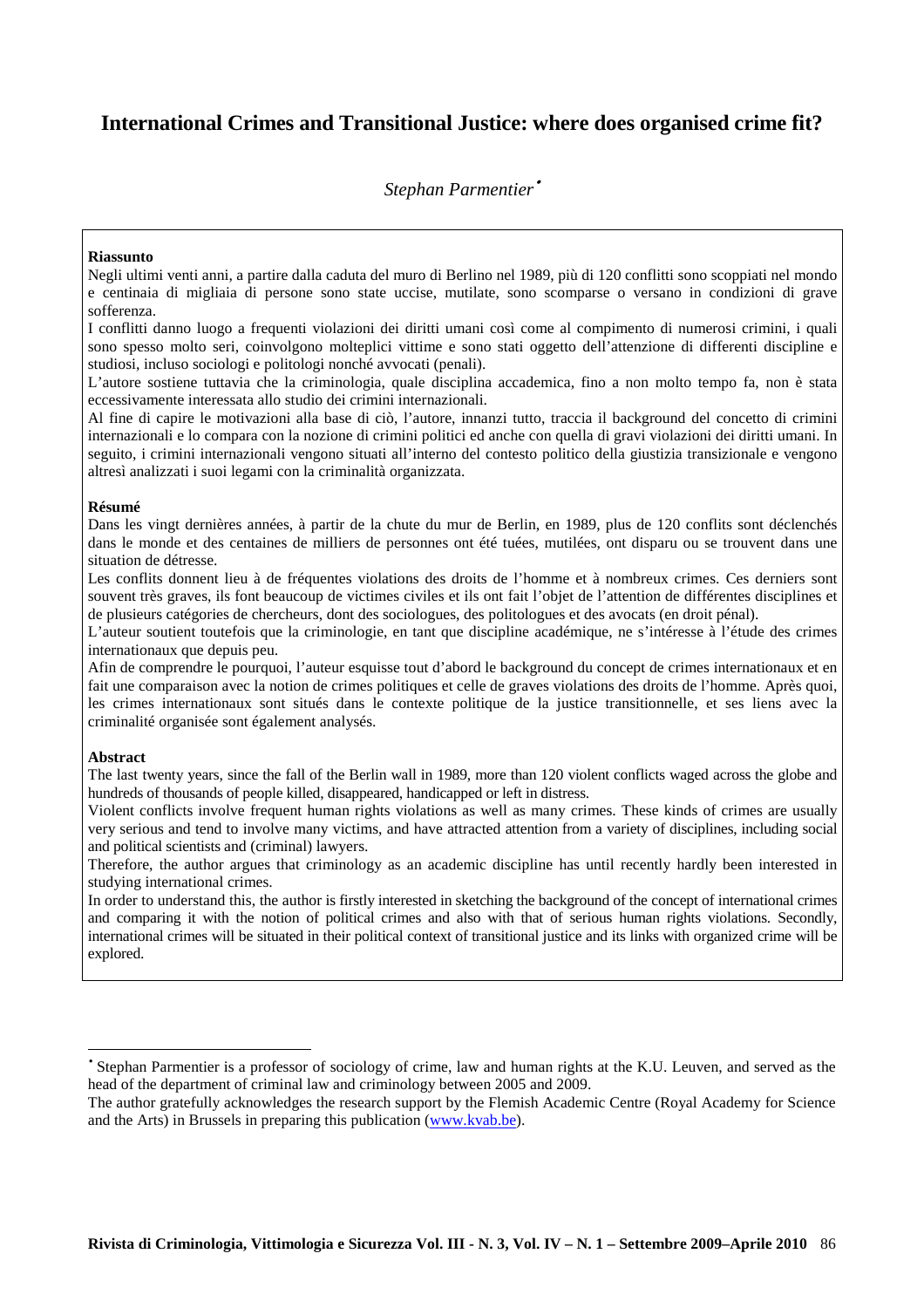# International Crimes and Transitional Justice: where does organised crime fit?

*Stephan Parmentier*[•]

**Riassunto**

Negli ultimi venti anni, a partire dalla caduta del muro di Berlino nel 1989, più di 120 conflitti sono scoppiati nel mondo e centinaia di migliaia di persone sono state uccise, mutilate, sono scomparse o versano in condizioni di grave sofferenza.

I conflitti danno luogo a frequenti violazioni dei diritti umani così come al compimento di numerosi crimini, i quali sono spesso molto seri, coinvolgono molteplici vittime e sono stati oggetto dell'attenzione di differenti discipline e studiosi, incluso sociologi e politologi nonché avvocati (penali).

L'autore sostiene tuttavia che la criminologia, quale disciplina accademica, fino a non molto tempo fa, non è stata eccessivamente interessata allo studio dei crimini internazionali.

Al fine di capire le motivazioni alla base di ciò, l'autore, innanzi tutto, traccia il background del concetto di crimini internazionali e lo compara con la nozione di crimini politici ed anche con quella di gravi violazioni dei diritti umani. In seguito, i crimini internazionali vengono situati all'interno del contesto politico della giustizia transizionale e vengono altresì analizzati i suoi legami con la criminalità organizzata.

**Résumé**

Dans les vingt dernières années, à partir de la chute du mur de Berlin, en 1989, plus de 120 conflits sont déclenchés dans le monde et des centaines de milliers de personnes ont été tuées, mutilées, ont disparu ou se trouvent dans une situation de détresse.

Les conflits donnent lieu à de fréquentes violations des droits de l'homme et à nombreux crimes. Ces derniers sont souvent très graves, ils font beaucoup de victimes civiles et ils ont fait l'objet de l'attention de différentes disciplines et de plusieurs catégories de chercheurs, dont des sociologues, des politologues et des avocats (en droit pénal).

L'auteur soutient toutefois que la criminologie, en tant que discipline académique, ne s'intéresse à l'étude des crimes internationaux que depuis peu.

Afin de comprendre le pourquoi, l'auteur esquisse tout d'abord le background du concept de crimes internationaux et en fait une comparaison avec la notion de crimes politiques et celle de graves violations des droits de l'homme. Après quoi, les crimes internationaux sont situés dans le contexte politique de la justice transitionnelle, et ses liens avec la criminalité organisée sont également analysés.

**Abstract**

The last twenty years, since the fall of the Berlin wall in 1989, more than 120 violent conflicts waged across the globe and hundreds of thousands of people killed, disappeared, handicapped or left in distress.

Violent conflicts involve frequent human rights violations as well as many crimes. These kinds of crimes are usually very serious and tend to involve many victims, and have attracted attention from a variety of disciplines, including social and political scientists and (criminal) lawyers.

Therefore, the author argues that criminology as an academic discipline has until recently hardly been interested in studying international crimes.

In order to understand this, the author is firstly interested in sketching the background of the concept of international crimes and comparing it with the notion of political crimes and also with that of serious human rights violations. Secondly, international crimes will be situated in their political context of transitional justice and its links with organized crime will be explored.

---

[•] Stephan Parmentier is a professor of sociology of crime, law and human rights at the K.U. Leuven, and served as the head of the department of criminal law and criminology between 2005 and 2009.

The author gratefully acknowledges the research support by the Flemish Academic Centre (Royal Academy for Science and the Arts) in Brussels in preparing this publication (www.kvab.be).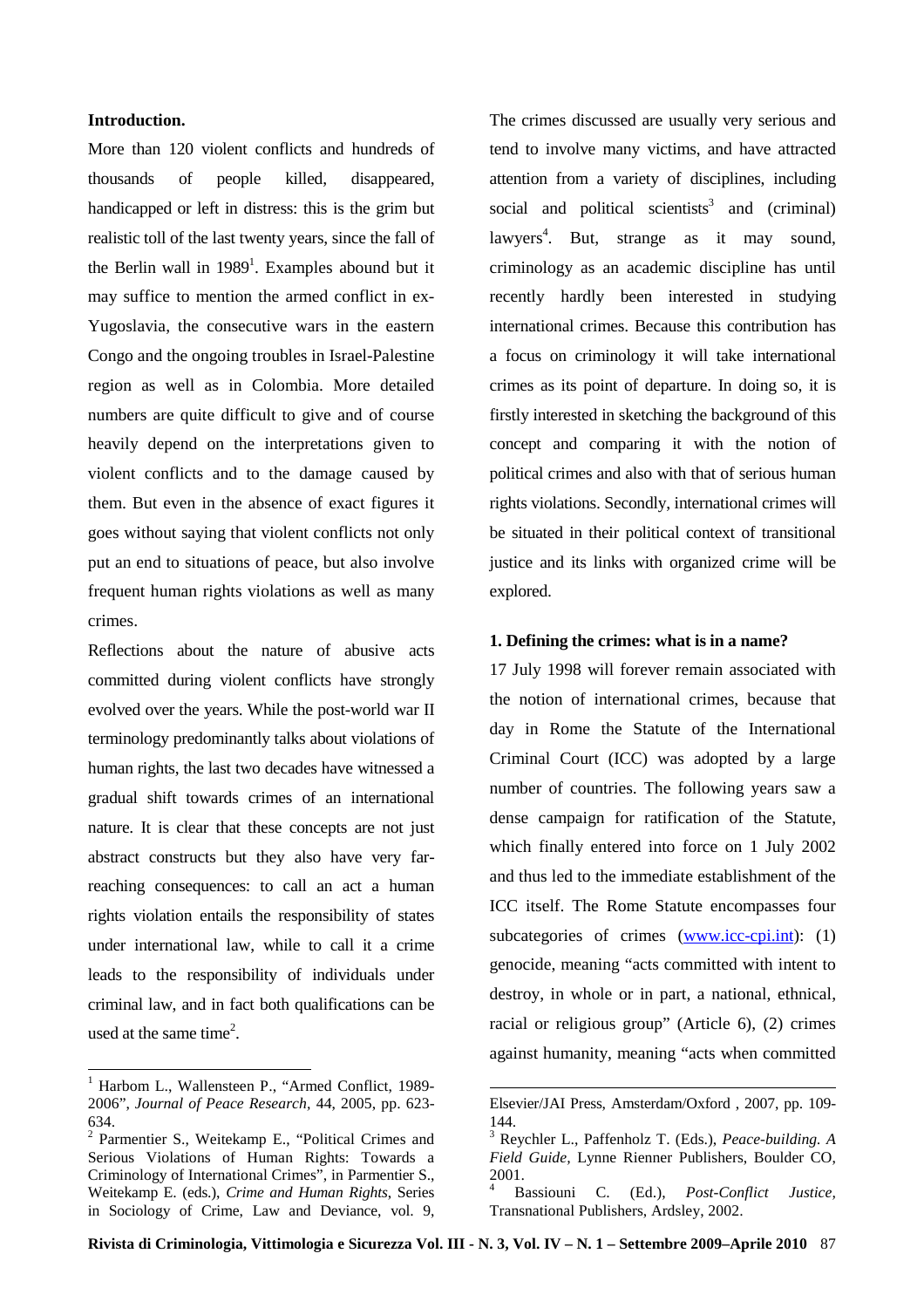**Introduction.**

More than 120 violent conflicts and hundreds of thousands of people killed, disappeared, handicapped or left in distress: this is the grim but realistic toll of the last twenty years, since the fall of the Berlin wall in 1989[1]. Examples abound but it may suffice to mention the armed conflict in ex-Yugoslavia, the consecutive wars in the eastern Congo and the ongoing troubles in Israel-Palestine region as well as in Colombia. More detailed numbers are quite difficult to give and of course heavily depend on the interpretations given to violent conflicts and to the damage caused by them. But even in the absence of exact figures it goes without saying that violent conflicts not only put an end to situations of peace, but also involve frequent human rights violations as well as many crimes.

Reflections about the nature of abusive acts committed during violent conflicts have strongly evolved over the years. While the post-world war II terminology predominantly talks about violations of human rights, the last two decades have witnessed a gradual shift towards crimes of an international nature. It is clear that these concepts are not just abstract constructs but they also have very far-reaching consequences: to call an act a human rights violation entails the responsibility of states under international law, while to call it a crime leads to the responsibility of individuals under criminal law, and in fact both qualifications can be used at the same time[2].

The crimes discussed are usually very serious and tend to involve many victims, and have attracted attention from a variety of disciplines, including social and political scientists[3] and (criminal) lawyers[4]. But, strange as it may sound, criminology as an academic discipline has until recently hardly been interested in studying international crimes. Because this contribution has a focus on criminology it will take international crimes as its point of departure. In doing so, it is firstly interested in sketching the background of this concept and comparing it with the notion of political crimes and also with that of serious human rights violations. Secondly, international crimes will be situated in their political context of transitional justice and its links with organized crime will be explored.

## 1. Defining the crimes: what is in a name?

17 July 1998 will forever remain associated with the notion of international crimes, because that day in Rome the Statute of the International Criminal Court (ICC) was adopted by a large number of countries. The following years saw a dense campaign for ratification of the Statute, which finally entered into force on 1 July 2002 and thus led to the immediate establishment of the ICC itself. The Rome Statute encompasses four subcategories of crimes (www.icc-cpi.int): (1) genocide, meaning "acts committed with intent to destroy, in whole or in part, a national, ethnical, racial or religious group" (Article 6), (2) crimes against humanity, meaning "acts when committed

---

[1] Harbom L., Wallensteen P., "Armed Conflict, 1989-2006", *Journal of Peace Research*, 44, 2005, pp. 623-634.

[2] Parmentier S., Weitekamp E., "Political Crimes and Serious Violations of Human Rights: Towards a Criminology of International Crimes", in Parmentier S., Weitekamp E. (eds.), *Crime and Human Rights*, Series in Sociology of Crime, Law and Deviance, vol. 9, Elsevier/JAI Press, Amsterdam/Oxford , 2007, pp. 109-144.

[3] Reychler L., Paffenholz T. (Eds.), *Peace-building. A Field Guide*, Lynne Rienner Publishers, Boulder CO, 2001.

[4] Bassiouni C. (Ed.), *Post-Conflict Justice*, Transnational Publishers, Ardsley, 2002.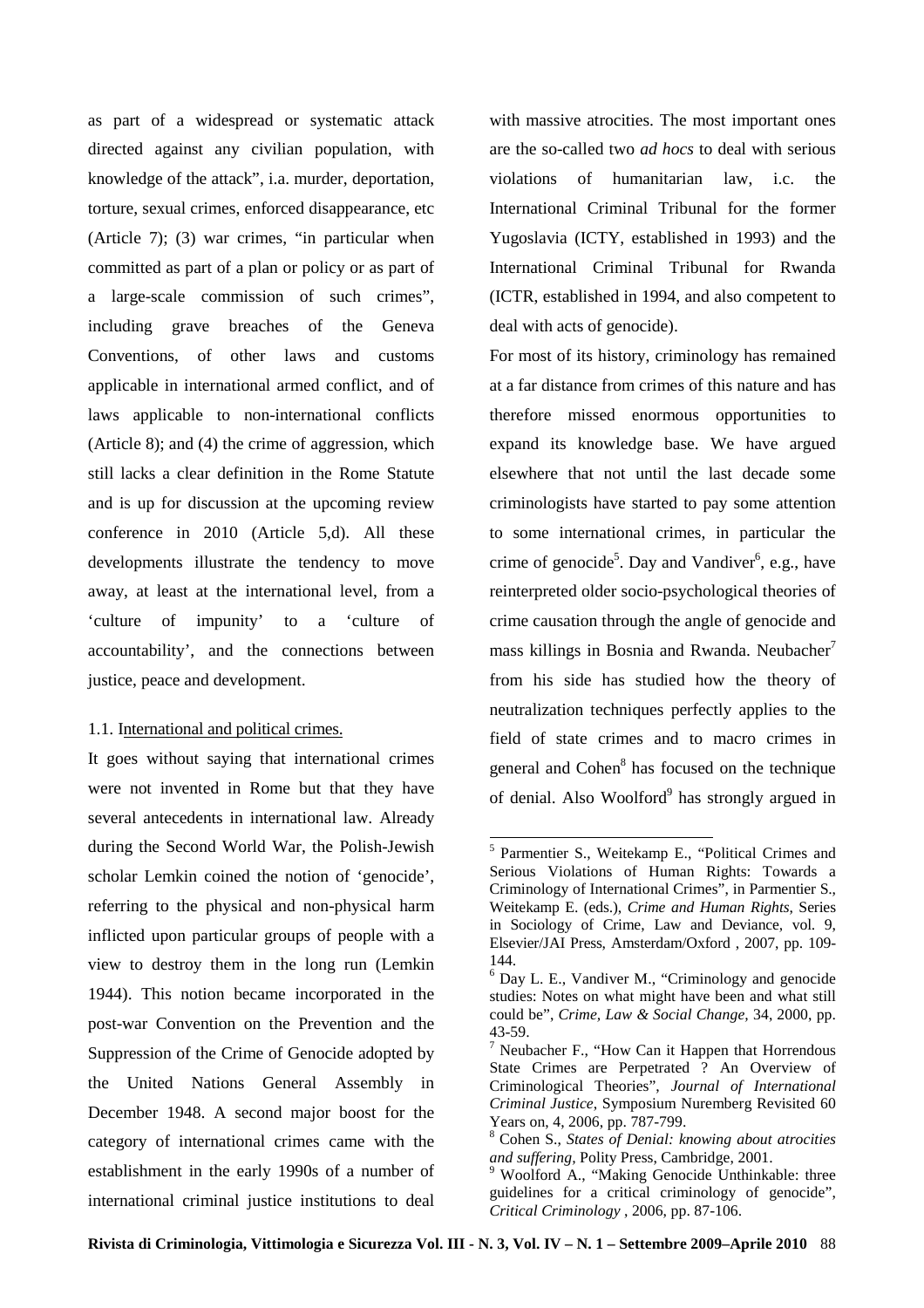as part of a widespread or systematic attack directed against any civilian population, with knowledge of the attack", i.a. murder, deportation, torture, sexual crimes, enforced disappearance, etc (Article 7); (3) war crimes, "in particular when committed as part of a plan or policy or as part of a large-scale commission of such crimes", including grave breaches of the Geneva Conventions, of other laws and customs applicable in international armed conflict, and of laws applicable to non-international conflicts (Article 8); and (4) the crime of aggression, which still lacks a clear definition in the Rome Statute and is up for discussion at the upcoming review conference in 2010 (Article 5,d). All these developments illustrate the tendency to move away, at least at the international level, from a 'culture of impunity' to a 'culture of accountability', and the connections between justice, peace and development.

### 1.1. International and political crimes.

It goes without saying that international crimes were not invented in Rome but that they have several antecedents in international law. Already during the Second World War, the Polish-Jewish scholar Lemkin coined the notion of 'genocide', referring to the physical and non-physical harm inflicted upon particular groups of people with a view to destroy them in the long run (Lemkin 1944). This notion became incorporated in the post-war Convention on the Prevention and the Suppression of the Crime of Genocide adopted by the United Nations General Assembly in December 1948. A second major boost for the category of international crimes came with the establishment in the early 1990s of a number of international criminal justice institutions to deal with massive atrocities. The most important ones are the so-called two *ad hocs* to deal with serious violations of humanitarian law, i.c. the International Criminal Tribunal for the former Yugoslavia (ICTY, established in 1993) and the International Criminal Tribunal for Rwanda (ICTR, established in 1994, and also competent to deal with acts of genocide).

For most of its history, criminology has remained at a far distance from crimes of this nature and has therefore missed enormous opportunities to expand its knowledge base. We have argued elsewhere that not until the last decade some criminologists have started to pay some attention to some international crimes, in particular the crime of genocide[5]. Day and Vandiver[6], e.g., have reinterpreted older socio-psychological theories of crime causation through the angle of genocide and mass killings in Bosnia and Rwanda. Neubacher[7] from his side has studied how the theory of neutralization techniques perfectly applies to the field of state crimes and to macro crimes in general and Cohen[8] has focused on the technique of denial. Also Woolford[9] has strongly argued in

---

[5] Parmentier S., Weitekamp E., "Political Crimes and Serious Violations of Human Rights: Towards a Criminology of International Crimes", in Parmentier S., Weitekamp E. (eds.), *Crime and Human Rights*, Series in Sociology of Crime, Law and Deviance, vol. 9, Elsevier/JAI Press, Amsterdam/Oxford , 2007, pp. 109-144.

[6] Day L. E., Vandiver M., "Criminology and genocide studies: Notes on what might have been and what still could be", *Crime, Law & Social Change,* 34, 2000, pp. 43-59.

[7] Neubacher F., "How Can it Happen that Horrendous State Crimes are Perpetrated ? An Overview of Criminological Theories", *Journal of International Criminal Justice*, Symposium Nuremberg Revisited 60 Years on, 4, 2006, pp. 787-799.

[8] Cohen S., *States of Denial: knowing about atrocities and suffering,* Polity Press, Cambridge, 2001.

[9] Woolford A., "Making Genocide Unthinkable: three guidelines for a critical criminology of genocide", *Critical Criminology* , 2006, pp. 87-106.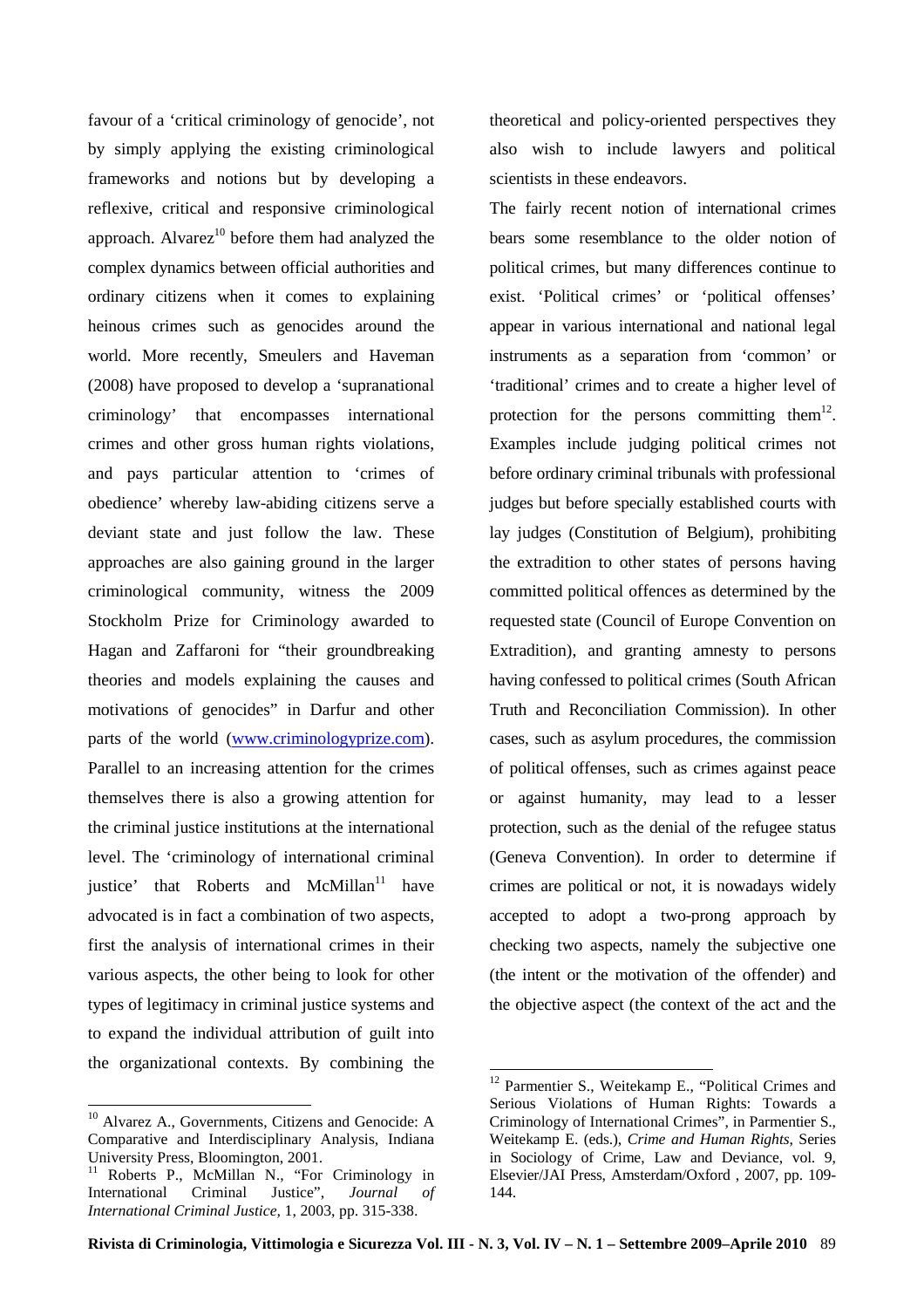favour of a 'critical criminology of genocide', not by simply applying the existing criminological frameworks and notions but by developing a reflexive, critical and responsive criminological approach. Alvarez[10] before them had analyzed the complex dynamics between official authorities and ordinary citizens when it comes to explaining heinous crimes such as genocides around the world. More recently, Smeulers and Haveman (2008) have proposed to develop a 'supranational criminology' that encompasses international crimes and other gross human rights violations, and pays particular attention to 'crimes of obedience' whereby law-abiding citizens serve a deviant state and just follow the law. These approaches are also gaining ground in the larger criminological community, witness the 2009 Stockholm Prize for Criminology awarded to Hagan and Zaffaroni for "their groundbreaking theories and models explaining the causes and motivations of genocides" in Darfur and other parts of the world (www.criminologyprize.com). Parallel to an increasing attention for the crimes themselves there is also a growing attention for the criminal justice institutions at the international level. The 'criminology of international criminal justice' that Roberts and McMillan[11] have advocated is in fact a combination of two aspects, first the analysis of international crimes in their various aspects, the other being to look for other types of legitimacy in criminal justice systems and to expand the individual attribution of guilt into the organizational contexts. By combining the theoretical and policy-oriented perspectives they also wish to include lawyers and political scientists in these endeavors.

The fairly recent notion of international crimes bears some resemblance to the older notion of political crimes, but many differences continue to exist. 'Political crimes' or 'political offenses' appear in various international and national legal instruments as a separation from 'common' or 'traditional' crimes and to create a higher level of protection for the persons committing them[12]. Examples include judging political crimes not before ordinary criminal tribunals with professional judges but before specially established courts with lay judges (Constitution of Belgium), prohibiting the extradition to other states of persons having committed political offences as determined by the requested state (Council of Europe Convention on Extradition), and granting amnesty to persons having confessed to political crimes (South African Truth and Reconciliation Commission). In other cases, such as asylum procedures, the commission of political offenses, such as crimes against peace or against humanity, may lead to a lesser protection, such as the denial of the refugee status (Geneva Convention). In order to determine if crimes are political or not, it is nowadays widely accepted to adopt a two-prong approach by checking two aspects, namely the subjective one (the intent or the motivation of the offender) and the objective aspect (the context of the act and the

---

[10] Alvarez A., Governments, Citizens and Genocide: A Comparative and Interdisciplinary Analysis, Indiana University Press, Bloomington, 2001.

[11] Roberts P., McMillan N., "For Criminology in International Criminal Justice", *Journal of International Criminal Justice,* 1, 2003, pp. 315-338.

[12] Parmentier S., Weitekamp E., "Political Crimes and Serious Violations of Human Rights: Towards a Criminology of International Crimes", in Parmentier S., Weitekamp E. (eds.), *Crime and Human Rights,* Series in Sociology of Crime, Law and Deviance, vol. 9, Elsevier/JAI Press, Amsterdam/Oxford , 2007, pp. 109-144.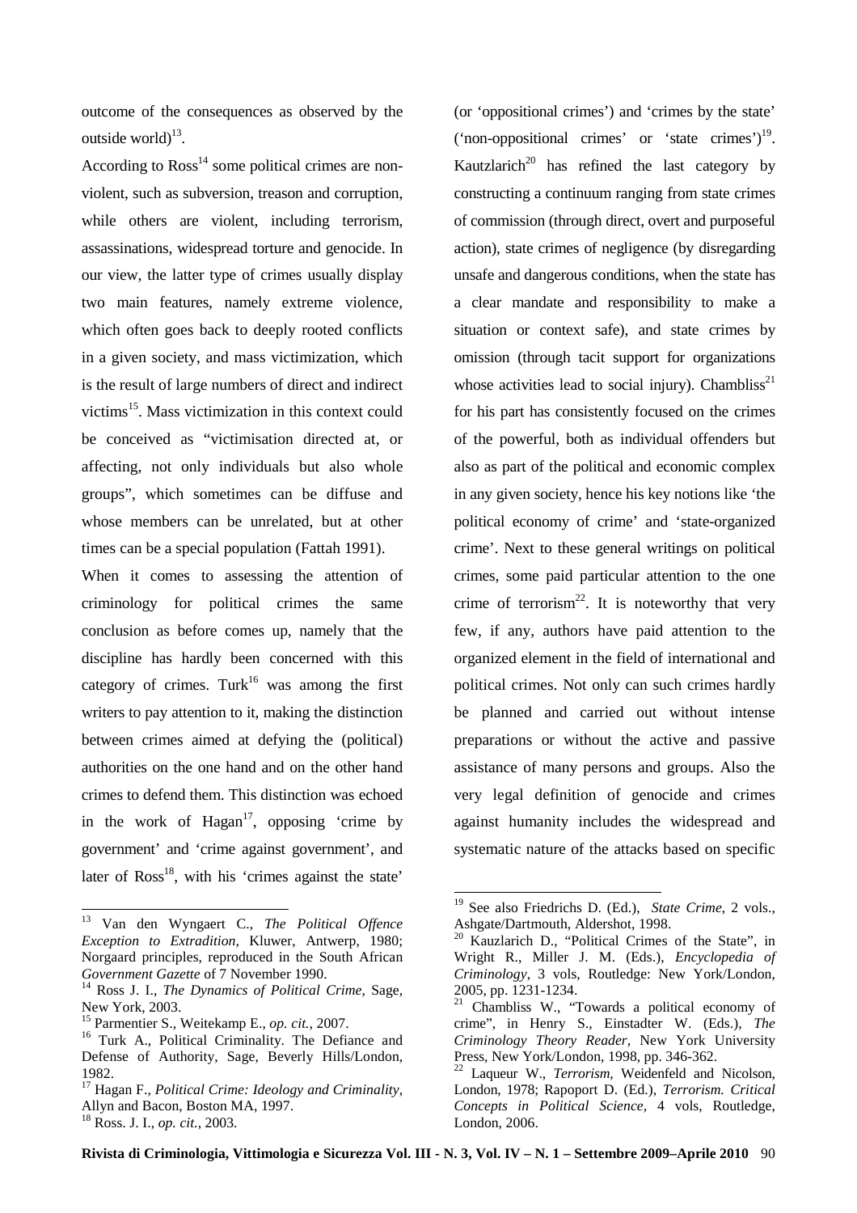outcome of the consequences as observed by the outside world)[13].

According to Ross[14] some political crimes are non-violent, such as subversion, treason and corruption, while others are violent, including terrorism, assassinations, widespread torture and genocide. In our view, the latter type of crimes usually display two main features, namely extreme violence, which often goes back to deeply rooted conflicts in a given society, and mass victimization, which is the result of large numbers of direct and indirect victims[15]. Mass victimization in this context could be conceived as "victimisation directed at, or affecting, not only individuals but also whole groups", which sometimes can be diffuse and whose members can be unrelated, but at other times can be a special population (Fattah 1991).

When it comes to assessing the attention of criminology for political crimes the same conclusion as before comes up, namely that the discipline has hardly been concerned with this category of crimes. Turk[16] was among the first writers to pay attention to it, making the distinction between crimes aimed at defying the (political) authorities on the one hand and on the other hand crimes to defend them. This distinction was echoed in the work of Hagan[17], opposing 'crime by government' and 'crime against government', and later of Ross[18], with his 'crimes against the state' (or 'oppositional crimes') and 'crimes by the state' ('non-oppositional crimes' or 'state crimes')[19]. Kautzlarich[20] has refined the last category by constructing a continuum ranging from state crimes of commission (through direct, overt and purposeful action), state crimes of negligence (by disregarding unsafe and dangerous conditions, when the state has a clear mandate and responsibility to make a situation or context safe), and state crimes by omission (through tacit support for organizations whose activities lead to social injury). Chambliss[21] for his part has consistently focused on the crimes of the powerful, both as individual offenders but also as part of the political and economic complex in any given society, hence his key notions like 'the political economy of crime' and 'state-organized crime'. Next to these general writings on political crimes, some paid particular attention to the one crime of terrorism[22]. It is noteworthy that very few, if any, authors have paid attention to the organized element in the field of international and political crimes. Not only can such crimes hardly be planned and carried out without intense preparations or without the active and passive assistance of many persons and groups. Also the very legal definition of genocide and crimes against humanity includes the widespread and systematic nature of the attacks based on specific

---

[13] Van den Wyngaert C., *The Political Offence Exception to Extradition,* Kluwer, Antwerp, 1980; Norgaard principles, reproduced in the South African *Government Gazette* of 7 November 1990.

[14] Ross J. I., *The Dynamics of Political Crime,* Sage, New York, 2003.

[15] Parmentier S., Weitekamp E., *op. cit.,* 2007.

[16] Turk A., Political Criminality. The Defiance and Defense of Authority, Sage, Beverly Hills/London, 1982.

[17] Hagan F., *Political Crime: Ideology and Criminality,* Allyn and Bacon, Boston MA, 1997.

[18] Ross. J. I., *op. cit.*, 2003.

[19] See also Friedrichs D. (Ed.), *State Crime*, 2 vols., Ashgate/Dartmouth, Aldershot, 1998.

[20] Kauzlarich D., "Political Crimes of the State", in Wright R., Miller J. M. (Eds.), *Encyclopedia of Criminology,* 3 vols, Routledge: New York/London, 2005, pp. 1231-1234.

[21] Chambliss W., "Towards a political economy of crime", in Henry S., Einstadter W. (Eds.), *The Criminology Theory Reader,* New York University Press, New York/London, 1998, pp. 346-362.

[22] Laqueur W., *Terrorism,* Weidenfeld and Nicolson, London, 1978; Rapoport D. (Ed.), *Terrorism. Critical Concepts in Political Science*, 4 vols, Routledge, London, 2006.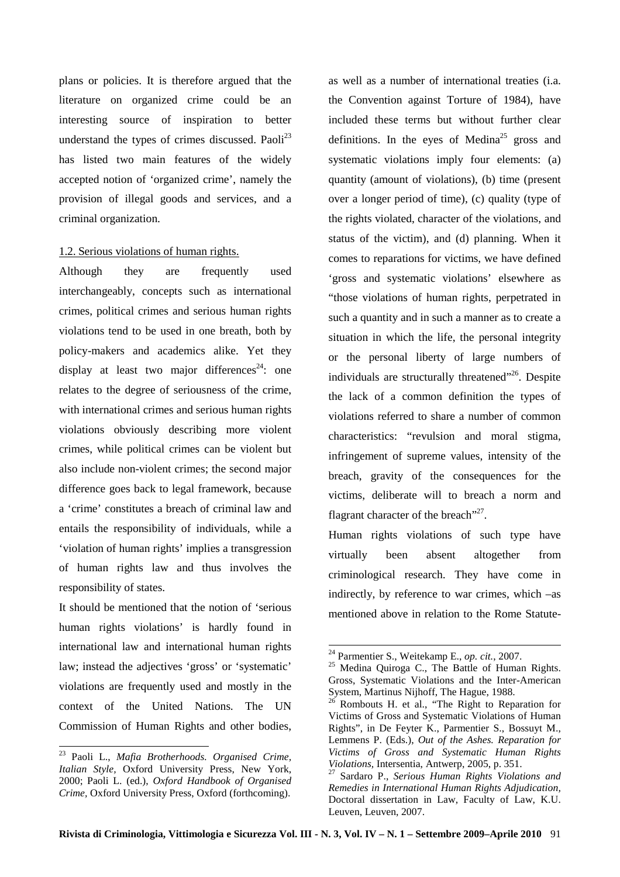plans or policies. It is therefore argued that the literature on organized crime could be an interesting source of inspiration to better understand the types of crimes discussed. Paoli[23] has listed two main features of the widely accepted notion of 'organized crime', namely the provision of illegal goods and services, and a criminal organization.

## 1.2. Serious violations of human rights.

Although they are frequently used interchangeably, concepts such as international crimes, political crimes and serious human rights violations tend to be used in one breath, both by policy-makers and academics alike. Yet they display at least two major differences[24]: one relates to the degree of seriousness of the crime, with international crimes and serious human rights violations obviously describing more violent crimes, while political crimes can be violent but also include non-violent crimes; the second major difference goes back to legal framework, because a 'crime' constitutes a breach of criminal law and entails the responsibility of individuals, while a 'violation of human rights' implies a transgression of human rights law and thus involves the responsibility of states.

It should be mentioned that the notion of 'serious human rights violations' is hardly found in international law and international human rights law; instead the adjectives 'gross' or 'systematic' violations are frequently used and mostly in the context of the United Nations. The UN Commission of Human Rights and other bodies, as well as a number of international treaties (i.a. the Convention against Torture of 1984), have included these terms but without further clear definitions. In the eyes of Medina[25] gross and systematic violations imply four elements: (a) quantity (amount of violations), (b) time (present over a longer period of time), (c) quality (type of the rights violated, character of the violations, and status of the victim), and (d) planning. When it comes to reparations for victims, we have defined 'gross and systematic violations' elsewhere as "those violations of human rights, perpetrated in such a quantity and in such a manner as to create a situation in which the life, the personal integrity or the personal liberty of large numbers of individuals are structurally threatened"[26]. Despite the lack of a common definition the types of violations referred to share a number of common characteristics: "revulsion and moral stigma, infringement of supreme values, intensity of the breach, gravity of the consequences for the victims, deliberate will to breach a norm and flagrant character of the breach"[27].

Human rights violations of such type have virtually been absent altogether from criminological research. They have come in indirectly, by reference to war crimes, which –as mentioned above in relation to the Rome Statute-

---

[23] Paoli L., *Mafia Brotherhoods. Organised Crime, Italian Style,* Oxford University Press, New York, 2000; Paoli L. (ed.), *Oxford Handbook of Organised Crime,* Oxford University Press, Oxford (forthcoming).

[24] Parmentier S., Weitekamp E., *op. cit.*, 2007.

[25] Medina Quiroga C., The Battle of Human Rights. Gross, Systematic Violations and the Inter-American System, Martinus Nijhoff, The Hague, 1988.

[26] Rombouts H. et al., "The Right to Reparation for Victims of Gross and Systematic Violations of Human Rights", in De Feyter K., Parmentier S., Bossuyt M., Lemmens P. (Eds.), *Out of the Ashes. Reparation for Victims of Gross and Systematic Human Rights Violations,* Intersentia, Antwerp, 2005, p. 351.

[27] Sardaro P., *Serious Human Rights Violations and Remedies in International Human Rights Adjudication*, Doctoral dissertation in Law, Faculty of Law, K.U. Leuven, Leuven, 2007.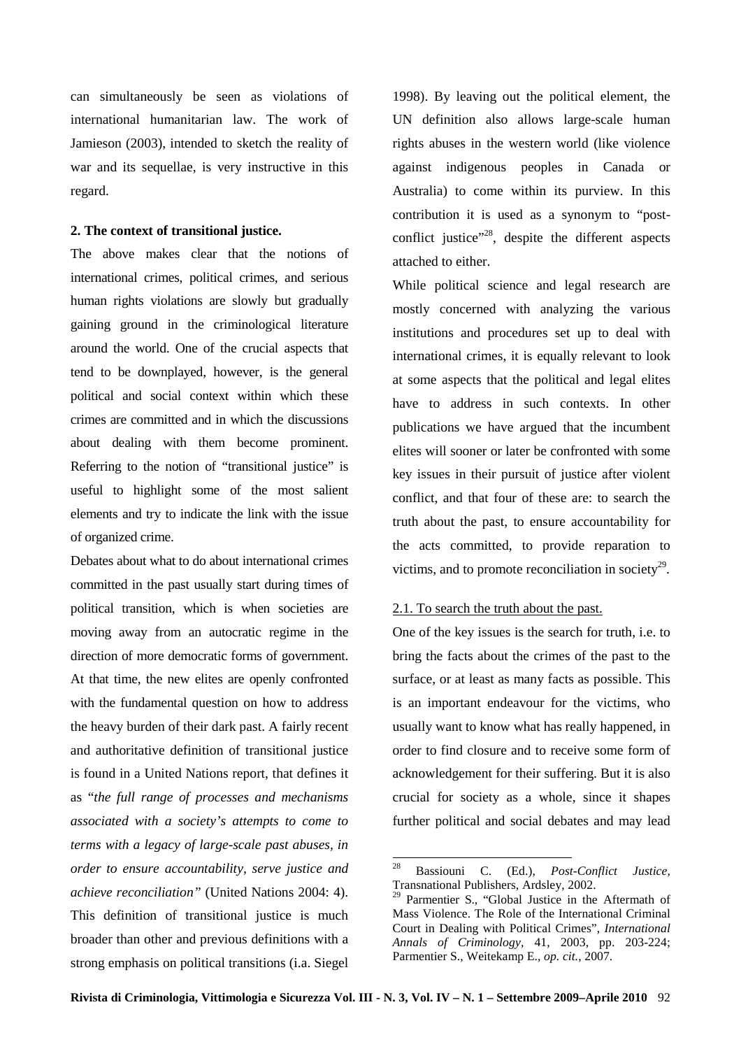can simultaneously be seen as violations of international humanitarian law. The work of Jamieson (2003), intended to sketch the reality of war and its sequellae, is very instructive in this regard.

**2. The context of transitional justice.**

The above makes clear that the notions of international crimes, political crimes, and serious human rights violations are slowly but gradually gaining ground in the criminological literature around the world. One of the crucial aspects that tend to be downplayed, however, is the general political and social context within which these crimes are committed and in which the discussions about dealing with them become prominent. Referring to the notion of "transitional justice" is useful to highlight some of the most salient elements and try to indicate the link with the issue of organized crime.

Debates about what to do about international crimes committed in the past usually start during times of political transition, which is when societies are moving away from an autocratic regime in the direction of more democratic forms of government. At that time, the new elites are openly confronted with the fundamental question on how to address the heavy burden of their dark past. A fairly recent and authoritative definition of transitional justice is found in a United Nations report, that defines it as "*the full range of processes and mechanisms associated with a society's attempts to come to terms with a legacy of large-scale past abuses, in order to ensure accountability, serve justice and achieve reconciliation*" (United Nations 2004: 4). This definition of transitional justice is much broader than other and previous definitions with a strong emphasis on political transitions (i.a. Siegel 1998). By leaving out the political element, the UN definition also allows large-scale human rights abuses in the western world (like violence against indigenous peoples in Canada or Australia) to come within its purview. In this contribution it is used as a synonym to "post-conflict justice"[28], despite the different aspects attached to either.

While political science and legal research are mostly concerned with analyzing the various institutions and procedures set up to deal with international crimes, it is equally relevant to look at some aspects that the political and legal elites have to address in such contexts. In other publications we have argued that the incumbent elites will sooner or later be confronted with some key issues in their pursuit of justice after violent conflict, and that four of these are: to search the truth about the past, to ensure accountability for the acts committed, to provide reparation to victims, and to promote reconciliation in society[29].

2.1. To search the truth about the past.

One of the key issues is the search for truth, i.e. to bring the facts about the crimes of the past to the surface, or at least as many facts as possible. This is an important endeavour for the victims, who usually want to know what has really happened, in order to find closure and to receive some form of acknowledgement for their suffering. But it is also crucial for society as a whole, since it shapes further political and social debates and may lead

---

[28] Bassiouni C. (Ed.), *Post-Conflict Justice*, Transnational Publishers, Ardsley, 2002.

[29] Parmentier S., "Global Justice in the Aftermath of Mass Violence. The Role of the International Criminal Court in Dealing with Political Crimes", *International Annals of Criminology*, 41, 2003, pp. 203-224; Parmentier S., Weitekamp E., *op. cit.*, 2007.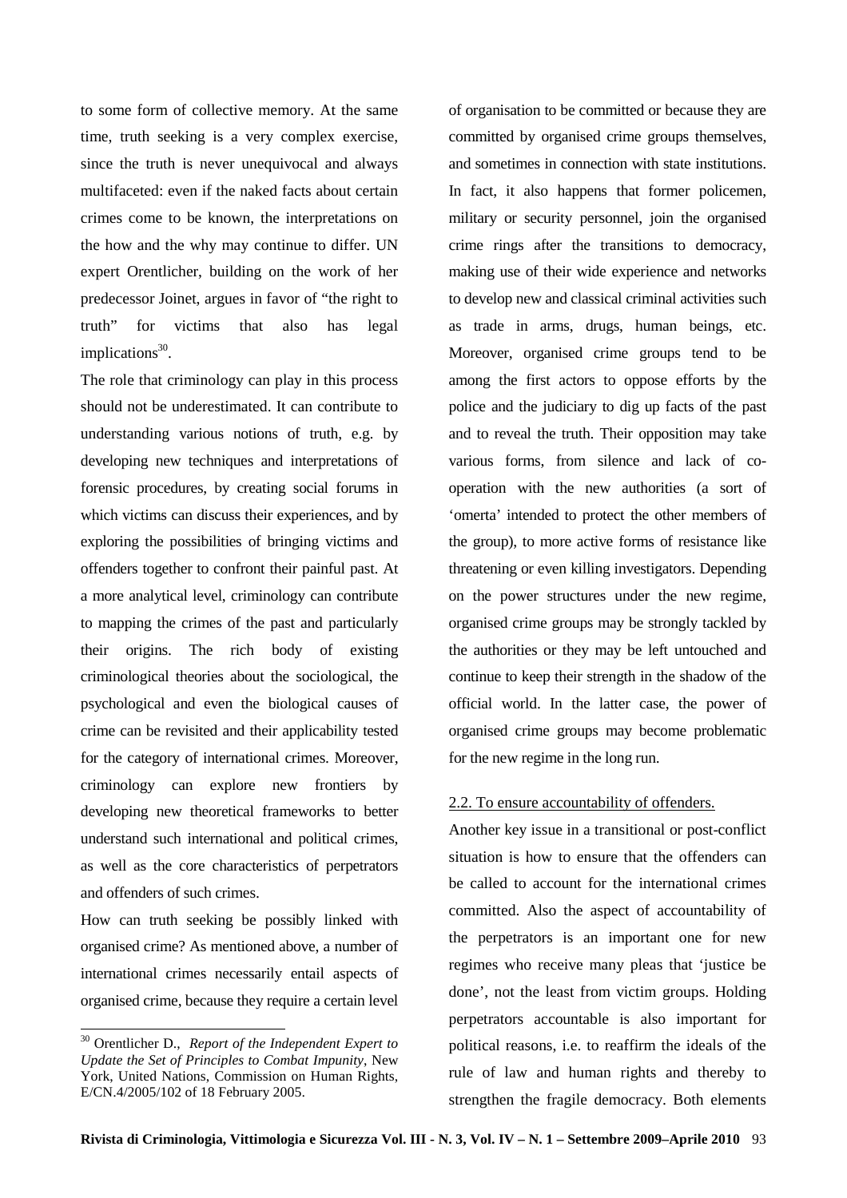to some form of collective memory. At the same time, truth seeking is a very complex exercise, since the truth is never unequivocal and always multifaceted: even if the naked facts about certain crimes come to be known, the interpretations on the how and the why may continue to differ. UN expert Orentlicher, building on the work of her predecessor Joinet, argues in favor of "the right to truth" for victims that also has legal implications[30].

The role that criminology can play in this process should not be underestimated. It can contribute to understanding various notions of truth, e.g. by developing new techniques and interpretations of forensic procedures, by creating social forums in which victims can discuss their experiences, and by exploring the possibilities of bringing victims and offenders together to confront their painful past. At a more analytical level, criminology can contribute to mapping the crimes of the past and particularly their origins. The rich body of existing criminological theories about the sociological, the psychological and even the biological causes of crime can be revisited and their applicability tested for the category of international crimes. Moreover, criminology can explore new frontiers by developing new theoretical frameworks to better understand such international and political crimes, as well as the core characteristics of perpetrators and offenders of such crimes.

How can truth seeking be possibly linked with organised crime? As mentioned above, a number of international crimes necessarily entail aspects of organised crime, because they require a certain level of organisation to be committed or because they are committed by organised crime groups themselves, and sometimes in connection with state institutions. In fact, it also happens that former policemen, military or security personnel, join the organised crime rings after the transitions to democracy, making use of their wide experience and networks to develop new and classical criminal activities such as trade in arms, drugs, human beings, etc. Moreover, organised crime groups tend to be among the first actors to oppose efforts by the police and the judiciary to dig up facts of the past and to reveal the truth. Their opposition may take various forms, from silence and lack of co-operation with the new authorities (a sort of 'omerta' intended to protect the other members of the group), to more active forms of resistance like threatening or even killing investigators. Depending on the power structures under the new regime, organised crime groups may be strongly tackled by the authorities or they may be left untouched and continue to keep their strength in the shadow of the official world. In the latter case, the power of organised crime groups may become problematic for the new regime in the long run.

### 2.2. To ensure accountability of offenders.

Another key issue in a transitional or post-conflict situation is how to ensure that the offenders can be called to account for the international crimes committed. Also the aspect of accountability of the perpetrators is an important one for new regimes who receive many pleas that 'justice be done', not the least from victim groups. Holding perpetrators accountable is also important for political reasons, i.e. to reaffirm the ideals of the rule of law and human rights and thereby to strengthen the fragile democracy. Both elements

---

[30] Orentlicher D., *Report of the Independent Expert to Update the Set of Principles to Combat Impunity*, New York, United Nations, Commission on Human Rights, E/CN.4/2005/102 of 18 February 2005.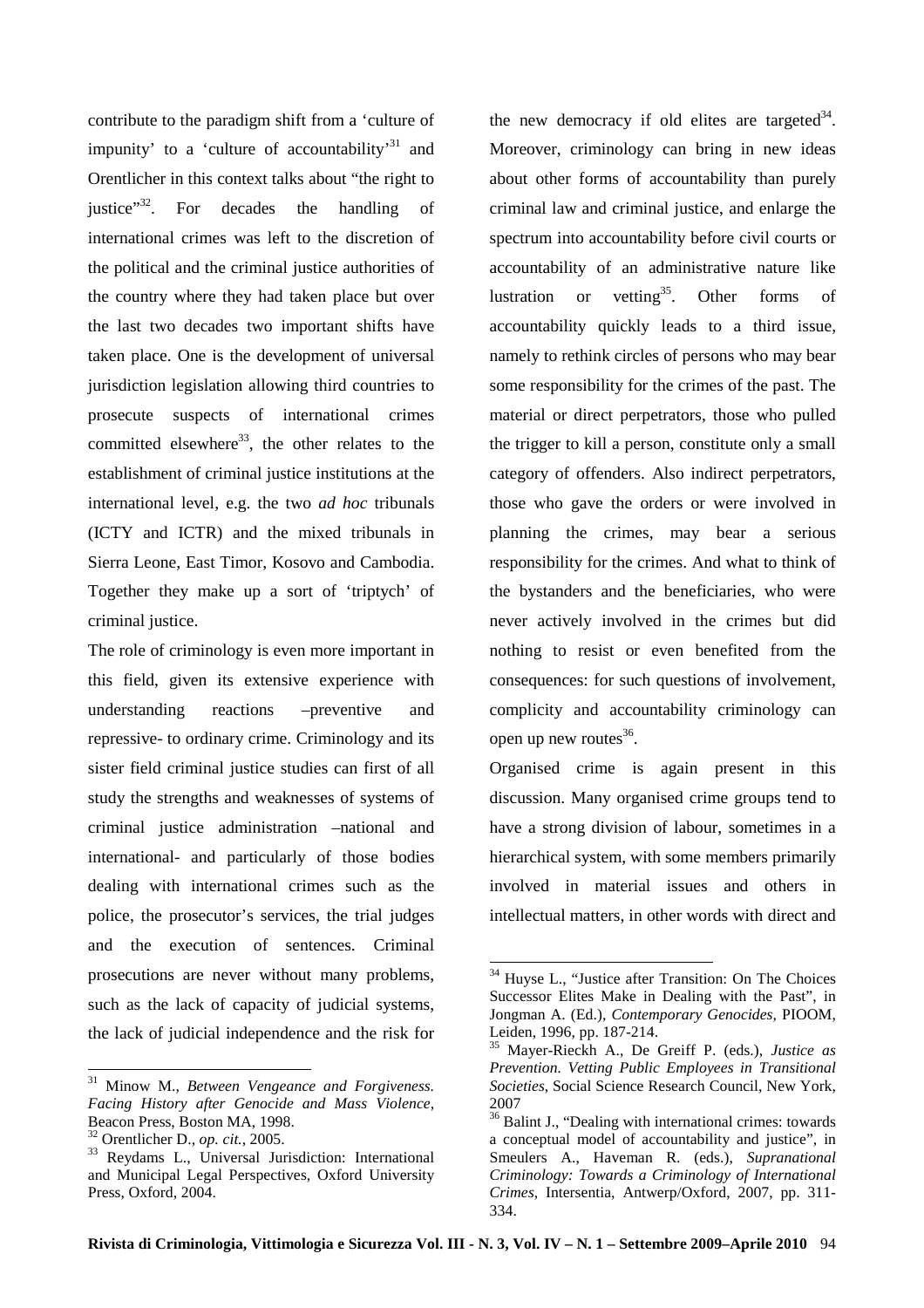contribute to the paradigm shift from a 'culture of impunity' to a 'culture of accountability'[31] and Orentlicher in this context talks about "the right to justice"[32]. For decades the handling of international crimes was left to the discretion of the political and the criminal justice authorities of the country where they had taken place but over the last two decades two important shifts have taken place. One is the development of universal jurisdiction legislation allowing third countries to prosecute suspects of international crimes committed elsewhere[33], the other relates to the establishment of criminal justice institutions at the international level, e.g. the two *ad hoc* tribunals (ICTY and ICTR) and the mixed tribunals in Sierra Leone, East Timor, Kosovo and Cambodia. Together they make up a sort of 'triptych' of criminal justice.

The role of criminology is even more important in this field, given its extensive experience with understanding reactions –preventive and repressive- to ordinary crime. Criminology and its sister field criminal justice studies can first of all study the strengths and weaknesses of systems of criminal justice administration –national and international- and particularly of those bodies dealing with international crimes such as the police, the prosecutor's services, the trial judges and the execution of sentences. Criminal prosecutions are never without many problems, such as the lack of capacity of judicial systems, the lack of judicial independence and the risk for the new democracy if old elites are targeted[34]. Moreover, criminology can bring in new ideas about other forms of accountability than purely criminal law and criminal justice, and enlarge the spectrum into accountability before civil courts or accountability of an administrative nature like lustration or vetting[35]. Other forms of accountability quickly leads to a third issue, namely to rethink circles of persons who may bear some responsibility for the crimes of the past. The material or direct perpetrators, those who pulled the trigger to kill a person, constitute only a small category of offenders. Also indirect perpetrators, those who gave the orders or were involved in planning the crimes, may bear a serious responsibility for the crimes. And what to think of the bystanders and the beneficiaries, who were never actively involved in the crimes but did nothing to resist or even benefited from the consequences: for such questions of involvement, complicity and accountability criminology can open up new routes[36].

Organised crime is again present in this discussion. Many organised crime groups tend to have a strong division of labour, sometimes in a hierarchical system, with some members primarily involved in material issues and others in intellectual matters, in other words with direct and

---

[31] Minow M., *Between Vengeance and Forgiveness. Facing History after Genocide and Mass Violence*, Beacon Press, Boston MA, 1998.

[32] Orentlicher D., *op. cit.*, 2005.

[33] Reydams L., Universal Jurisdiction: International and Municipal Legal Perspectives, Oxford University Press, Oxford, 2004.

[34] Huyse L., "Justice after Transition: On The Choices Successor Elites Make in Dealing with the Past", in Jongman A. (Ed.), *Contemporary Genocides*, PIOOM, Leiden, 1996, pp. 187-214.

[35] Mayer-Rieckh A., De Greiff P. (eds.), *Justice as Prevention. Vetting Public Employees in Transitional Societies*, Social Science Research Council, New York, 2007

[36] Balint J., "Dealing with international crimes: towards a conceptual model of accountability and justice", in Smeulers A., Haveman R. (eds.), *Supranational Criminology: Towards a Criminology of International Crimes*, Intersentia, Antwerp/Oxford, 2007, pp. 311-334.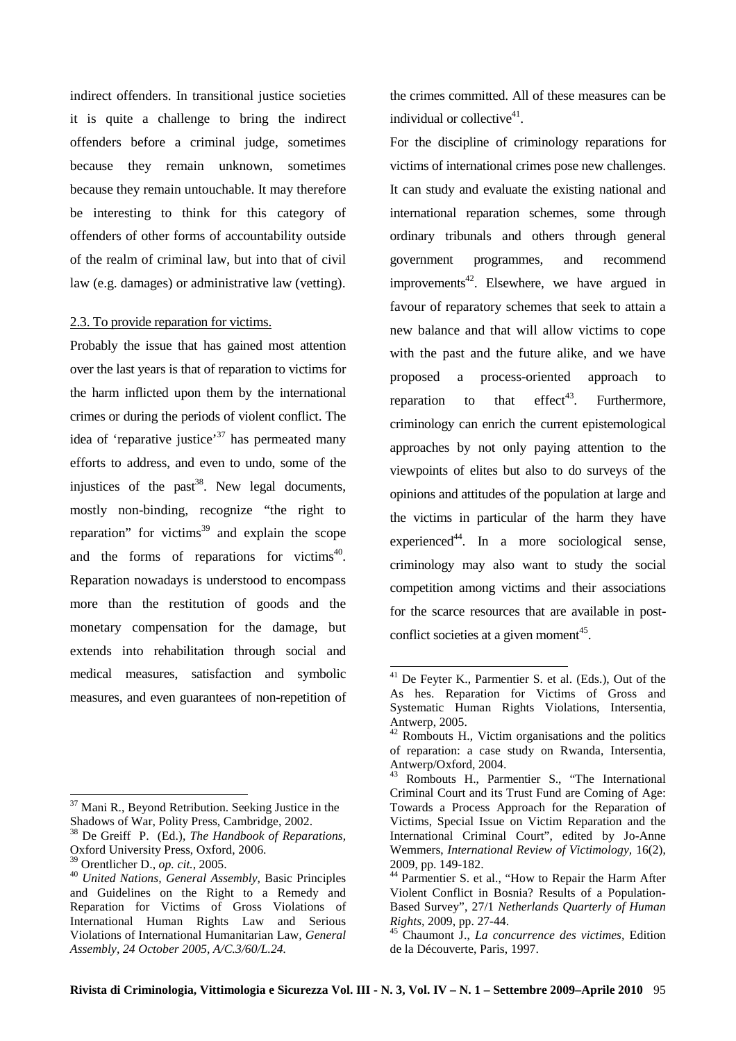indirect offenders. In transitional justice societies it is quite a challenge to bring the indirect offenders before a criminal judge, sometimes because they remain unknown, sometimes because they remain untouchable. It may therefore be interesting to think for this category of offenders of other forms of accountability outside of the realm of criminal law, but into that of civil law (e.g. damages) or administrative law (vetting).

### 2.3. To provide reparation for victims.

Probably the issue that has gained most attention over the last years is that of reparation to victims for the harm inflicted upon them by the international crimes or during the periods of violent conflict. The idea of 'reparative justice'[37] has permeated many efforts to address, and even to undo, some of the injustices of the past[38]. New legal documents, mostly non-binding, recognize "the right to reparation" for victims[39] and explain the scope and the forms of reparations for victims[40]. Reparation nowadays is understood to encompass more than the restitution of goods and the monetary compensation for the damage, but extends into rehabilitation through social and medical measures, satisfaction and symbolic measures, and even guarantees of non-repetition of the crimes committed. All of these measures can be individual or collective[41].

For the discipline of criminology reparations for victims of international crimes pose new challenges. It can study and evaluate the existing national and international reparation schemes, some through ordinary tribunals and others through general government programmes, and recommend improvements[42]. Elsewhere, we have argued in favour of reparatory schemes that seek to attain a new balance and that will allow victims to cope with the past and the future alike, and we have proposed a process-oriented approach to reparation to that effect[43]. Furthermore, criminology can enrich the current epistemological approaches by not only paying attention to the viewpoints of elites but also to do surveys of the opinions and attitudes of the population at large and the victims in particular of the harm they have experienced[44]. In a more sociological sense, criminology may also want to study the social competition among victims and their associations for the scarce resources that are available in post-conflict societies at a given moment[45].

---

[37] Mani R., Beyond Retribution. Seeking Justice in the Shadows of War, Polity Press, Cambridge, 2002.

[38] De Greiff P. (Ed.), *The Handbook of Reparations,* Oxford University Press, Oxford, 2006.

[39] Orentlicher D., *op. cit.,* 2005.

[40] *United Nations, General Assembly,* Basic Principles and Guidelines on the Right to a Remedy and Reparation for Victims of Gross Violations of International Human Rights Law and Serious Violations of International Humanitarian Law, *General Assembly, 24 October 2005, A/C.3/60/L.24.*

[41] De Feyter K., Parmentier S. et al. (Eds.), Out of the As hes. Reparation for Victims of Gross and Systematic Human Rights Violations, Intersentia, Antwerp, 2005.

[42] Rombouts H., Victim organisations and the politics of reparation: a case study on Rwanda, Intersentia, Antwerp/Oxford, 2004.

[43] Rombouts H., Parmentier S., "The International Criminal Court and its Trust Fund are Coming of Age: Towards a Process Approach for the Reparation of Victims, Special Issue on Victim Reparation and the International Criminal Court", edited by Jo-Anne Wemmers, *International Review of Victimology*, 16(2), 2009, pp. 149-182.

[44] Parmentier S. et al., "How to Repair the Harm After Violent Conflict in Bosnia? Results of a Population-Based Survey", 27/1 *Netherlands Quarterly of Human Rights,* 2009, pp. 27-44.

[45] Chaumont J., *La concurrence des victimes,* Edition de la Découverte, Paris, 1997.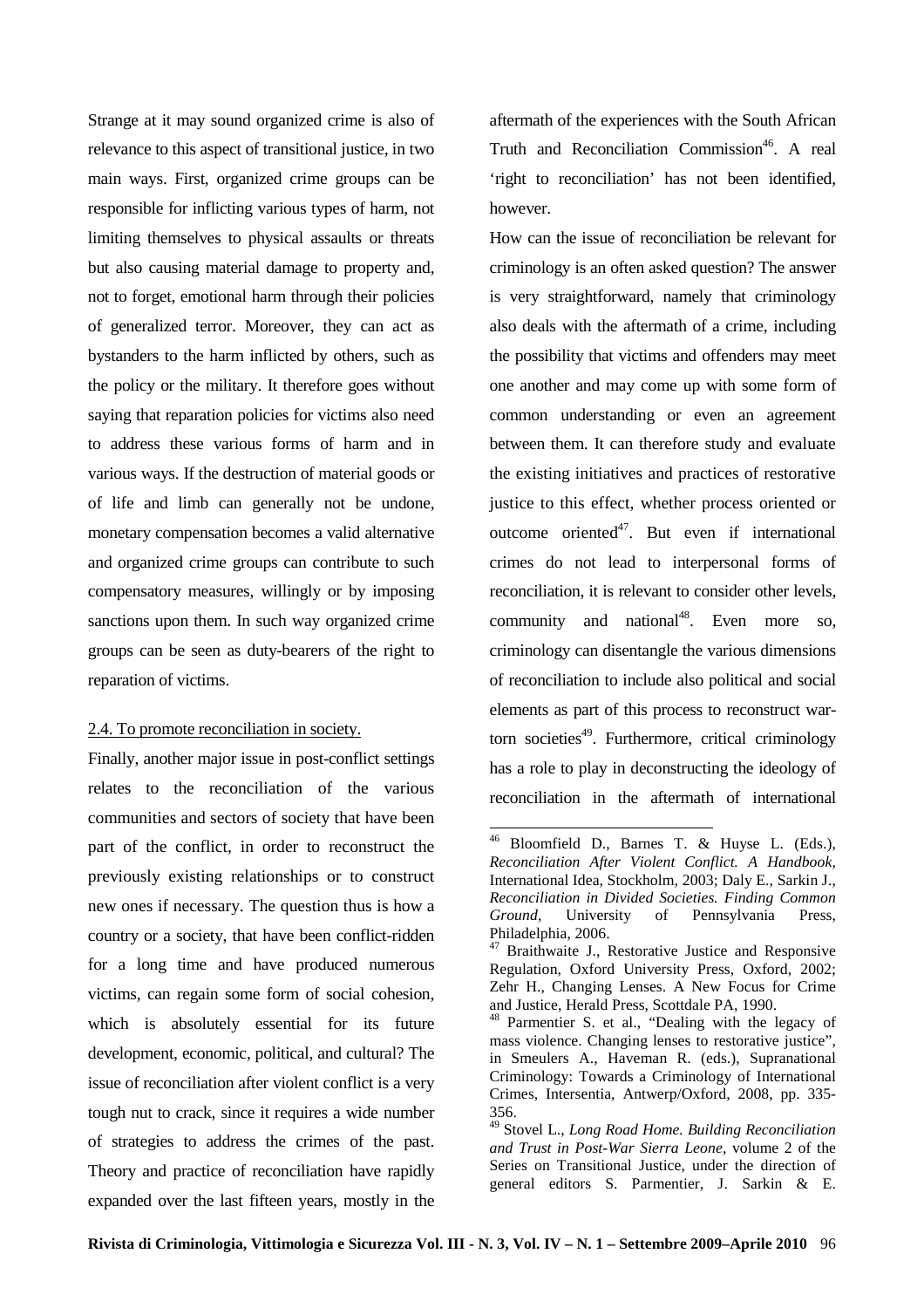Strange at it may sound organized crime is also of relevance to this aspect of transitional justice, in two main ways. First, organized crime groups can be responsible for inflicting various types of harm, not limiting themselves to physical assaults or threats but also causing material damage to property and, not to forget, emotional harm through their policies of generalized terror. Moreover, they can act as bystanders to the harm inflicted by others, such as the policy or the military. It therefore goes without saying that reparation policies for victims also need to address these various forms of harm and in various ways. If the destruction of material goods or of life and limb can generally not be undone, monetary compensation becomes a valid alternative and organized crime groups can contribute to such compensatory measures, willingly or by imposing sanctions upon them. In such way organized crime groups can be seen as duty-bearers of the right to reparation of victims.

## 2.4. To promote reconciliation in society.

Finally, another major issue in post-conflict settings relates to the reconciliation of the various communities and sectors of society that have been part of the conflict, in order to reconstruct the previously existing relationships or to construct new ones if necessary. The question thus is how a country or a society, that have been conflict-ridden for a long time and have produced numerous victims, can regain some form of social cohesion, which is absolutely essential for its future development, economic, political, and cultural? The issue of reconciliation after violent conflict is a very tough nut to crack, since it requires a wide number of strategies to address the crimes of the past. Theory and practice of reconciliation have rapidly expanded over the last fifteen years, mostly in the aftermath of the experiences with the South African Truth and Reconciliation Commission[46]. A real 'right to reconciliation' has not been identified, however.

How can the issue of reconciliation be relevant for criminology is an often asked question? The answer is very straightforward, namely that criminology also deals with the aftermath of a crime, including the possibility that victims and offenders may meet one another and may come up with some form of common understanding or even an agreement between them. It can therefore study and evaluate the existing initiatives and practices of restorative justice to this effect, whether process oriented or outcome oriented[47]. But even if international crimes do not lead to interpersonal forms of reconciliation, it is relevant to consider other levels, community and national[48]. Even more so, criminology can disentangle the various dimensions of reconciliation to include also political and social elements as part of this process to reconstruct war-torn societies[49]. Furthermore, critical criminology has a role to play in deconstructing the ideology of reconciliation in the aftermath of international

---

[46] Bloomfield D., Barnes T. & Huyse L. (Eds.), *Reconciliation After Violent Conflict. A Handbook*, International Idea, Stockholm, 2003; Daly E., Sarkin J., *Reconciliation in Divided Societies. Finding Common Ground*, University of Pennsylvania Press, Philadelphia, 2006.

[47] Braithwaite J., Restorative Justice and Responsive Regulation, Oxford University Press, Oxford, 2002; Zehr H., Changing Lenses. A New Focus for Crime and Justice, Herald Press, Scottdale PA, 1990.

[48] Parmentier S. et al., "Dealing with the legacy of mass violence. Changing lenses to restorative justice", in Smeulers A., Haveman R. (eds.), Supranational Criminology: Towards a Criminology of International Crimes, Intersentia, Antwerp/Oxford, 2008, pp. 335-356.

[49] Stovel L., *Long Road Home. Building Reconciliation and Trust in Post-War Sierra Leone*, volume 2 of the Series on Transitional Justice, under the direction of general editors S. Parmentier, J. Sarkin & E.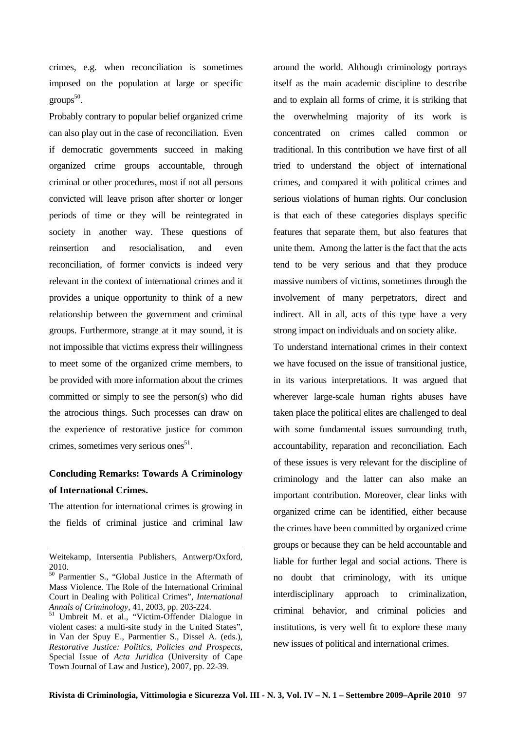crimes, e.g. when reconciliation is sometimes imposed on the population at large or specific groups[50].

Probably contrary to popular belief organized crime can also play out in the case of reconciliation. Even if democratic governments succeed in making organized crime groups accountable, through criminal or other procedures, most if not all persons convicted will leave prison after shorter or longer periods of time or they will be reintegrated in society in another way. These questions of reinsertion and resocialisation, and even reconciliation, of former convicts is indeed very relevant in the context of international crimes and it provides a unique opportunity to think of a new relationship between the government and criminal groups. Furthermore, strange at it may sound, it is not impossible that victims express their willingness to meet some of the organized crime members, to be provided with more information about the crimes committed or simply to see the person(s) who did the atrocious things. Such processes can draw on the experience of restorative justice for common crimes, sometimes very serious ones[51].

## Concluding Remarks: Towards A Criminology of International Crimes.

The attention for international crimes is growing in the fields of criminal justice and criminal law around the world. Although criminology portrays itself as the main academic discipline to describe and to explain all forms of crime, it is striking that the overwhelming majority of its work is concentrated on crimes called common or traditional. In this contribution we have first of all tried to understand the object of international crimes, and compared it with political crimes and serious violations of human rights. Our conclusion is that each of these categories displays specific features that separate them, but also features that unite them. Among the latter is the fact that the acts tend to be very serious and that they produce massive numbers of victims, sometimes through the involvement of many perpetrators, direct and indirect. All in all, acts of this type have a very strong impact on individuals and on society alike.

To understand international crimes in their context we have focused on the issue of transitional justice, in its various interpretations. It was argued that wherever large-scale human rights abuses have taken place the political elites are challenged to deal with some fundamental issues surrounding truth, accountability, reparation and reconciliation. Each of these issues is very relevant for the discipline of criminology and the latter can also make an important contribution. Moreover, clear links with organized crime can be identified, either because the crimes have been committed by organized crime groups or because they can be held accountable and liable for further legal and social actions. There is no doubt that criminology, with its unique interdisciplinary approach to criminalization, criminal behavior, and criminal policies and institutions, is very well fit to explore these many new issues of political and international crimes.

---

Weitekamp, Intersentia Publishers, Antwerp/Oxford, 2010.

[50] Parmentier S., "Global Justice in the Aftermath of Mass Violence. The Role of the International Criminal Court in Dealing with Political Crimes", *International Annals of Criminology*, 41, 2003, pp. 203-224.

[51] Umbreit M. et al., "Victim-Offender Dialogue in violent cases: a multi-site study in the United States", in Van der Spuy E., Parmentier S., Dissel A. (eds.), *Restorative Justice: Politics, Policies and Prospects*, Special Issue of *Acta Juridica* (University of Cape Town Journal of Law and Justice), 2007, pp. 22-39.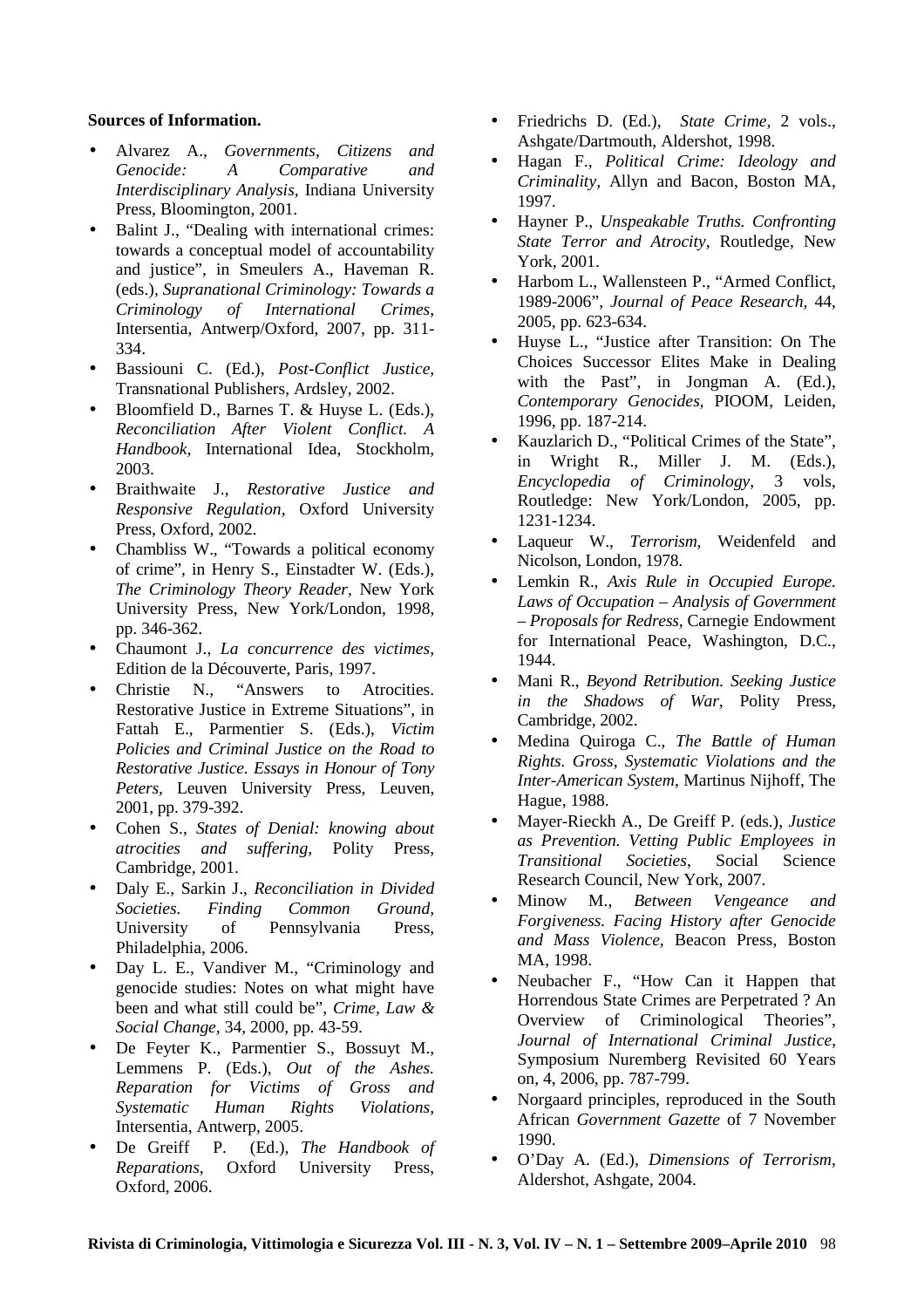**Sources of Information.**

- Alvarez A., *Governments, Citizens and Genocide: A Comparative and Interdisciplinary Analysis*, Indiana University Press, Bloomington, 2001.
- Balint J., "Dealing with international crimes: towards a conceptual model of accountability and justice", in Smeulers A., Haveman R. (eds.), *Supranational Criminology: Towards a Criminology of International Crimes*, Intersentia, Antwerp/Oxford, 2007, pp. 311-334.
- Bassiouni C. (Ed.), *Post-Conflict Justice*, Transnational Publishers, Ardsley, 2002.
- Bloomfield D., Barnes T. & Huyse L. (Eds.), *Reconciliation After Violent Conflict. A Handbook,* International Idea, Stockholm, 2003.
- Braithwaite J., *Restorative Justice and Responsive Regulation*, Oxford University Press, Oxford, 2002.
- Chambliss W., "Towards a political economy of crime", in Henry S., Einstadter W. (Eds.), *The Criminology Theory Reader*, New York University Press, New York/London, 1998, pp. 346-362.
- Chaumont J., *La concurrence des victimes*, Edition de la Découverte, Paris, 1997.
- Christie N., "Answers to Atrocities. Restorative Justice in Extreme Situations", in Fattah E., Parmentier S. (Eds.), *Victim Policies and Criminal Justice on the Road to Restorative Justice. Essays in Honour of Tony Peters,* Leuven University Press, Leuven, 2001, pp. 379-392.
- Cohen S., *States of Denial: knowing about atrocities and suffering,* Polity Press, Cambridge, 2001.
- Daly E., Sarkin J., *Reconciliation in Divided Societies. Finding Common Ground,* University of Pennsylvania Press, Philadelphia, 2006.
- Day L. E., Vandiver M., "Criminology and genocide studies: Notes on what might have been and what still could be", *Crime, Law & Social Change,* 34, 2000, pp. 43-59.
- De Feyter K., Parmentier S., Bossuyt M., Lemmens P. (Eds.), *Out of the Ashes. Reparation for Victims of Gross and Systematic Human Rights Violations,* Intersentia, Antwerp, 2005.
- De Greiff P. (Ed.), *The Handbook of Reparations*, Oxford University Press, Oxford, 2006.
- Friedrichs D. (Ed.), *State Crime*, 2 vols., Ashgate/Dartmouth, Aldershot, 1998.
- Hagan F., *Political Crime: Ideology and Criminality,* Allyn and Bacon, Boston MA, 1997.
- Hayner P., *Unspeakable Truths. Confronting State Terror and Atrocity,* Routledge, New York, 2001.
- Harbom L., Wallensteen P., "Armed Conflict, 1989-2006", *Journal of Peace Research,* 44, 2005, pp. 623-634.
- Huyse L., "Justice after Transition: On The Choices Successor Elites Make in Dealing with the Past", in Jongman A. (Ed.), *Contemporary Genocides,* PIOOM, Leiden, 1996, pp. 187-214.
- Kauzlarich D., "Political Crimes of the State", in Wright R., Miller J. M. (Eds.), *Encyclopedia of Criminology*, 3 vols, Routledge: New York/London, 2005, pp. 1231-1234.
- Laqueur W., *Terrorism,* Weidenfeld and Nicolson, London, 1978.
- Lemkin R., *Axis Rule in Occupied Europe. Laws of Occupation – Analysis of Government – Proposals for Redress,* Carnegie Endowment for International Peace, Washington, D.C., 1944.
- Mani R., *Beyond Retribution. Seeking Justice in the Shadows of War,* Polity Press, Cambridge, 2002.
- Medina Quiroga C., *The Battle of Human Rights. Gross, Systematic Violations and the Inter-American System,* Martinus Nijhoff, The Hague, 1988.
- Mayer-Rieckh A., De Greiff P. (eds.), *Justice as Prevention. Vetting Public Employees in Transitional Societies,* Social Science Research Council, New York, 2007.
- Minow M., *Between Vengeance and Forgiveness. Facing History after Genocide and Mass Violence,* Beacon Press, Boston MA, 1998.
- Neubacher F., "How Can it Happen that Horrendous State Crimes are Perpetrated ? An Overview of Criminological Theories", *Journal of International Criminal Justice*, Symposium Nuremberg Revisited 60 Years on, 4, 2006, pp. 787-799.
- Norgaard principles, reproduced in the South African *Government Gazette* of 7 November 1990.
- O'Day A. (Ed.), *Dimensions of Terrorism,* Aldershot, Ashgate, 2004.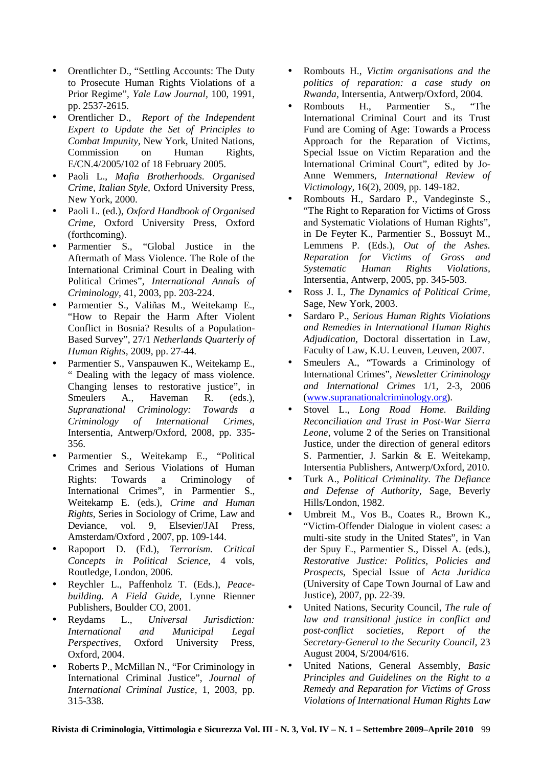- Orentlichter D., "Settling Accounts: The Duty to Prosecute Human Rights Violations of a Prior Regime", *Yale Law Journal*, 100, 1991, pp. 2537-2615.
- Orentlicher D., *Report of the Independent Expert to Update the Set of Principles to Combat Impunity*, New York, United Nations, Commission on Human Rights, E/CN.4/2005/102 of 18 February 2005.
- Paoli L., *Mafia Brotherhoods. Organised Crime, Italian Style*, Oxford University Press, New York, 2000.
- Paoli L. (ed.), *Oxford Handbook of Organised Crime*, Oxford University Press, Oxford (forthcoming).
- Parmentier S., "Global Justice in the Aftermath of Mass Violence. The Role of the International Criminal Court in Dealing with Political Crimes", *International Annals of Criminology*, 41, 2003, pp. 203-224.
- Parmentier S., Valiñas M., Weitekamp E., "How to Repair the Harm After Violent Conflict in Bosnia? Results of a Population-Based Survey", 27/1 *Netherlands Quarterly of Human Rights*, 2009, pp. 27-44.
- Parmentier S., Vanspauwen K., Weitekamp E., " Dealing with the legacy of mass violence. Changing lenses to restorative justice", in Smeulers A., Haveman R. (eds.), *Supranational Criminology: Towards a Criminology of International Crimes*, Intersentia, Antwerp/Oxford, 2008, pp. 335-356.
- Parmentier S., Weitekamp E., "Political Crimes and Serious Violations of Human Rights: Towards a Criminology of International Crimes", in Parmentier S., Weitekamp E. (eds.), *Crime and Human Rights*, Series in Sociology of Crime, Law and Deviance, vol. 9, Elsevier/JAI Press, Amsterdam/Oxford , 2007, pp. 109-144.
- Rapopoort D. (Ed.), *Terrorism. Critical Concepts in Political Science*, 4 vols, Routledge, London, 2006.
- Reychler L., Paffenholz T. (Eds.), *Peace-building. A Field Guide*, Lynne Rienner Publishers, Boulder CO, 2001.
- Reydams L., *Universal Jurisdiction: International and Municipal Legal Perspectives*, Oxford University Press, Oxford, 2004.
- Roberts P., McMillan N., "For Criminology in International Criminal Justice", *Journal of International Criminal Justice*, 1, 2003, pp. 315-338.
- Rombouts H., *Victim organisations and the politics of reparation: a case study on Rwanda*, Intersentia, Antwerp/Oxford, 2004.
- Rombouts H., Parmentier S., "The International Criminal Court and its Trust Fund are Coming of Age: Towards a Process Approach for the Reparation of Victims, Special Issue on Victim Reparation and the International Criminal Court", edited by Jo-Anne Wemmers, *International Review of Victimology*, 16(2), 2009, pp. 149-182.
- Rombouts H., Sardaro P., Vandeginste S., "The Right to Reparation for Victims of Gross and Systematic Violations of Human Rights", in De Feyter K., Parmentier S., Bossuyt M., Lemmens P. (Eds.), *Out of the Ashes. Reparation for Victims of Gross and Systematic Human Rights Violations*, Intersentia, Antwerp, 2005, pp. 345-503.
- Ross J. I., *The Dynamics of Political Crime*, Sage, New York, 2003.
- Sardaro P., *Serious Human Rights Violations and Remedies in International Human Rights Adjudication*, Doctoral dissertation in Law, Faculty of Law, K.U. Leuven, Leuven, 2007.
- Smeulers A., "Towards a Criminology of International Crimes", *Newsletter Criminology and International Crimes* 1/1, 2-3, 2006 (www.supranationalcriminology.org).
- Stovel L., *Long Road Home. Building Reconciliation and Trust in Post-War Sierra Leone*, volume 2 of the Series on Transitional Justice, under the direction of general editors S. Parmentier, J. Sarkin & E. Weitekamp, Intersentia Publishers, Antwerp/Oxford, 2010.
- Turk A., *Political Criminality. The Defiance and Defense of Authority*, Sage, Beverly Hills/London, 1982.
- Umbreit M., Vos B., Coates R., Brown K., "Victim-Offender Dialogue in violent cases: a multi-site study in the United States", in Van der Spuy E., Parmentier S., Dissel A. (eds.), *Restorative Justice: Politics, Policies and Prospects*, Special Issue of *Acta Juridica* (University of Cape Town Journal of Law and Justice), 2007, pp. 22-39.
- United Nations, Security Council, *The rule of law and transitional justice in conflict and post-conflict societies, Report of the Secretary-General to the Security Council*, 23 August 2004, S/2004/616.
- United Nations, General Assembly, *Basic Principles and Guidelines on the Right to a Remedy and Reparation for Victims of Gross Violations of International Human Rights Law*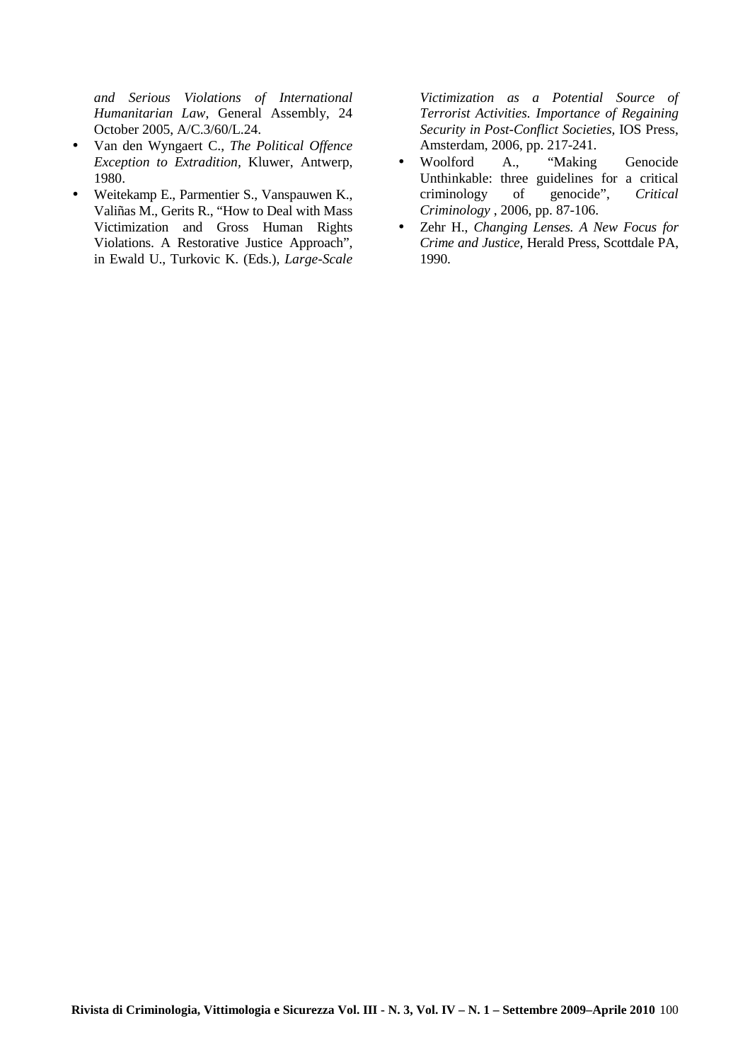*and Serious Violations of International Humanitarian Law*, General Assembly, 24 October 2005, A/C.3/60/L.24.

- Van den Wyngaert C., *The Political Offence Exception to Extradition*, Kluwer, Antwerp, 1980.
- Weitekamp E., Parmentier S., Vanspauwen K., Valiñas M., Gerits R., "How to Deal with Mass Victimization and Gross Human Rights Violations. A Restorative Justice Approach", in Ewald U., Turkovic K. (Eds.), *Large-Scale Victimization as a Potential Source of Terrorist Activities. Importance of Regaining Security in Post-Conflict Societies*, IOS Press, Amsterdam, 2006, pp. 217-241.
- Woolford A., "Making Genocide Unthinkable: three guidelines for a critical criminology of genocide", *Critical Criminology* , 2006, pp. 87-106.
- Zehr H., *Changing Lenses. A New Focus for Crime and Justice*, Herald Press, Scottdale PA, 1990.